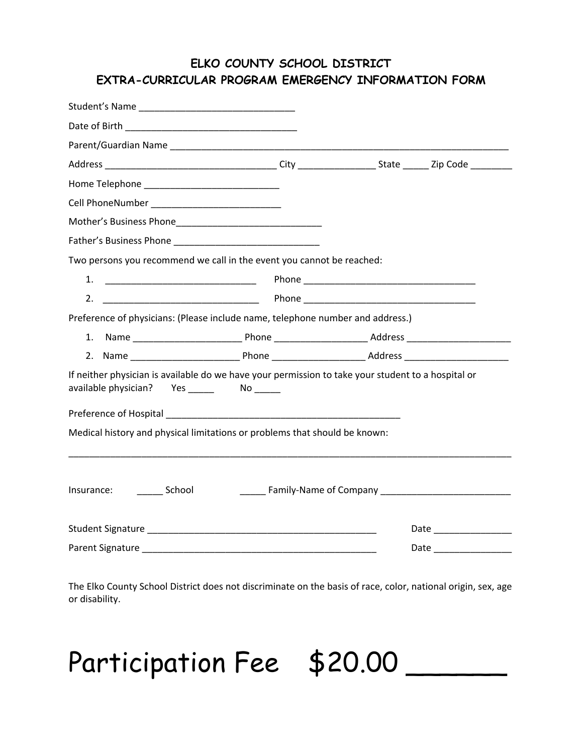# ELKO COUNTY SCHOOL DISTRICT
# EXTRA-CURRICULAR PROGRAM EMERGENCY INFORMATION FORM

Student's Name ______________________________

Date of Birth _________________________________

Parent/Guardian Name _________________________________________________________________

Address _________________________________ City _______________ State _____ Zip Code ________

Home Telephone __________________________

Cell PhoneNumber _________________________

Mother's Business Phone____________________________

Father's Business Phone ____________________________

Two persons you recommend we call in the event you cannot be reached:

1. _____________________________ Phone _________________________________
2. ______________________________ Phone _________________________________

Preference of physicians: (Please include name, telephone number and address.)

1. Name _____________________ Phone __________________ Address ____________________
2. Name _____________________ Phone __________________ Address ____________________

If neither physician is available do we have your permission to take your student to a hospital or available physician? Yes _____ No _____

Preference of Hospital _______________________________________________

Medical history and physical limitations or problems that should be known:

_____________________________________________________________________________________

Insurance: _____ School _____ Family-Name of Company _________________________

Student Signature _____________________________________________ Date _______________

Parent Signature ______________________________________________ Date _______________

The Elko County School District does not discriminate on the basis of race, color, national origin, sex, age or disability.

# Participation Fee $20.00 ______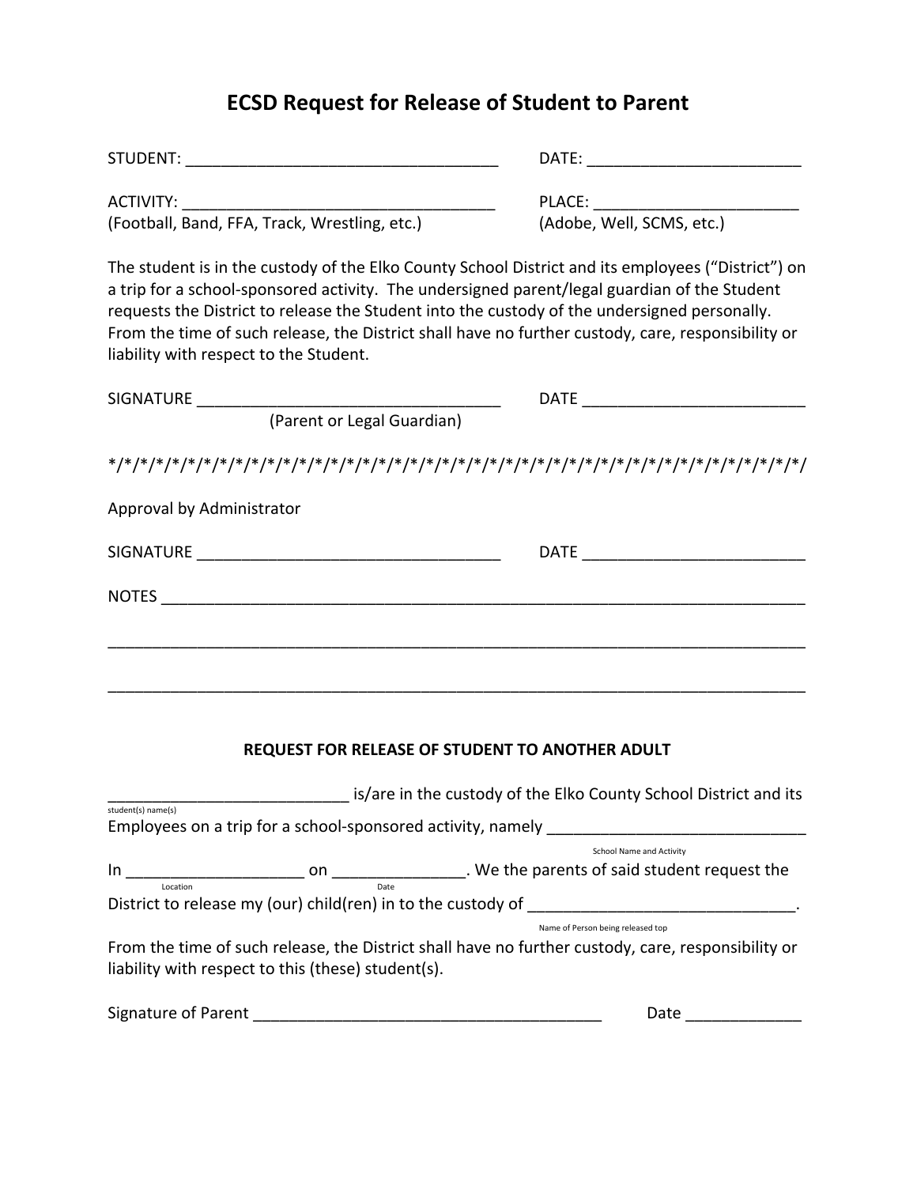# ECSD Request for Release of Student to Parent

STUDENT: ___________________________________ DATE: ________________________

ACTIVITY: ___________________________________ PLACE: _______________________
(Football, Band, FFA, Track, Wrestling, etc.) (Adobe, Well, SCMS, etc.)

The student is in the custody of the Elko County School District and its employees ("District") on a trip for a school-sponsored activity. The undersigned parent/legal guardian of the Student requests the District to release the Student into the custody of the undersigned personally. From the time of such release, the District shall have no further custody, care, responsibility or liability with respect to the Student.

SIGNATURE __________________________________ DATE _________________________
(Parent or Legal Guardian)

*/*/*/*/*/*/*/*/*/*/*/*/*/*/*/*/*/*/*/*/*/*/*/*/*/*/*/*/*/*/*/*/*/*/*/*/*/*/*/*/*/*/*/*/*/

Approval by Administrator

SIGNATURE __________________________________ DATE _________________________

NOTES ___________________________________________________________________________

_________________________________________________________________________________

_________________________________________________________________________________

**REQUEST FOR RELEASE OF STUDENT TO ANOTHER ADULT**

___________________________ is/are in the custody of the Elko County School District and its
student(s) name(s)
Employees on a trip for a school-sponsored activity, namely _____________________________
School Name and Activity
In ____________________ on _______________. We the parents of said student request the
Location Date
District to release my (our) child(ren) in to the custody of ______________________________.
Name of Person being released top
From the time of such release, the District shall have no further custody, care, responsibility or liability with respect to this (these) student(s).

Signature of Parent ________________________________________ Date _____________